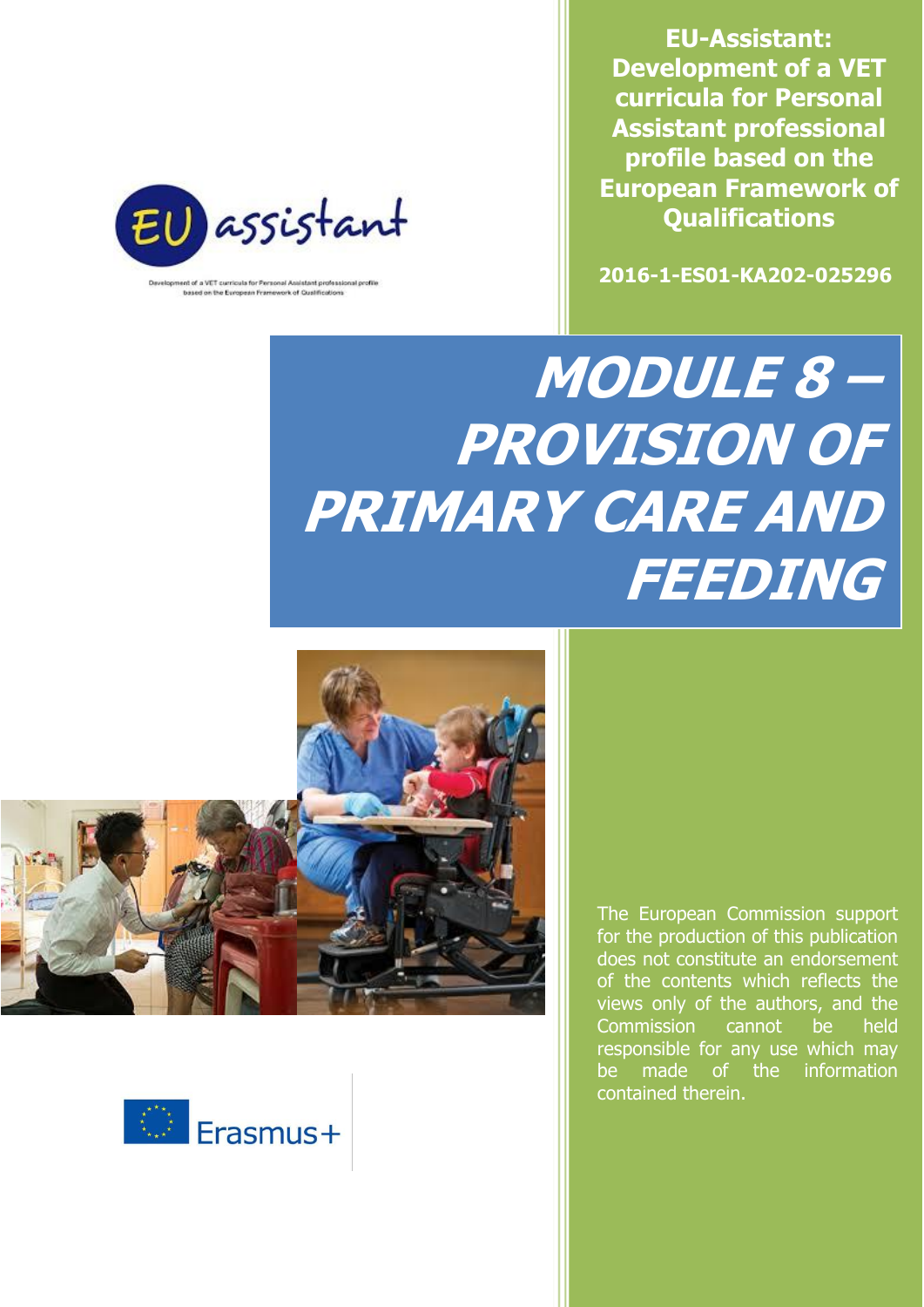EU assistant

Development of a VET curricula for Personal Assistant professional profile based on the European Framework of Qualifications

**EU-Assistant: Development of a VET curricula for Personal Assistant professional profile based on the European Framework of Qualifications**

**2016-1-ES01-KA202-025296**

# *MODULE 8 – PROVISION OF PRIMARY CARE AND FEEDING*

The European Commission support for the production of this publication does not constitute an endorsement of the contents which reflects the views only of the authors, and the Commission cannot be held responsible for any use which may be made of the information contained therein.

Erasmus+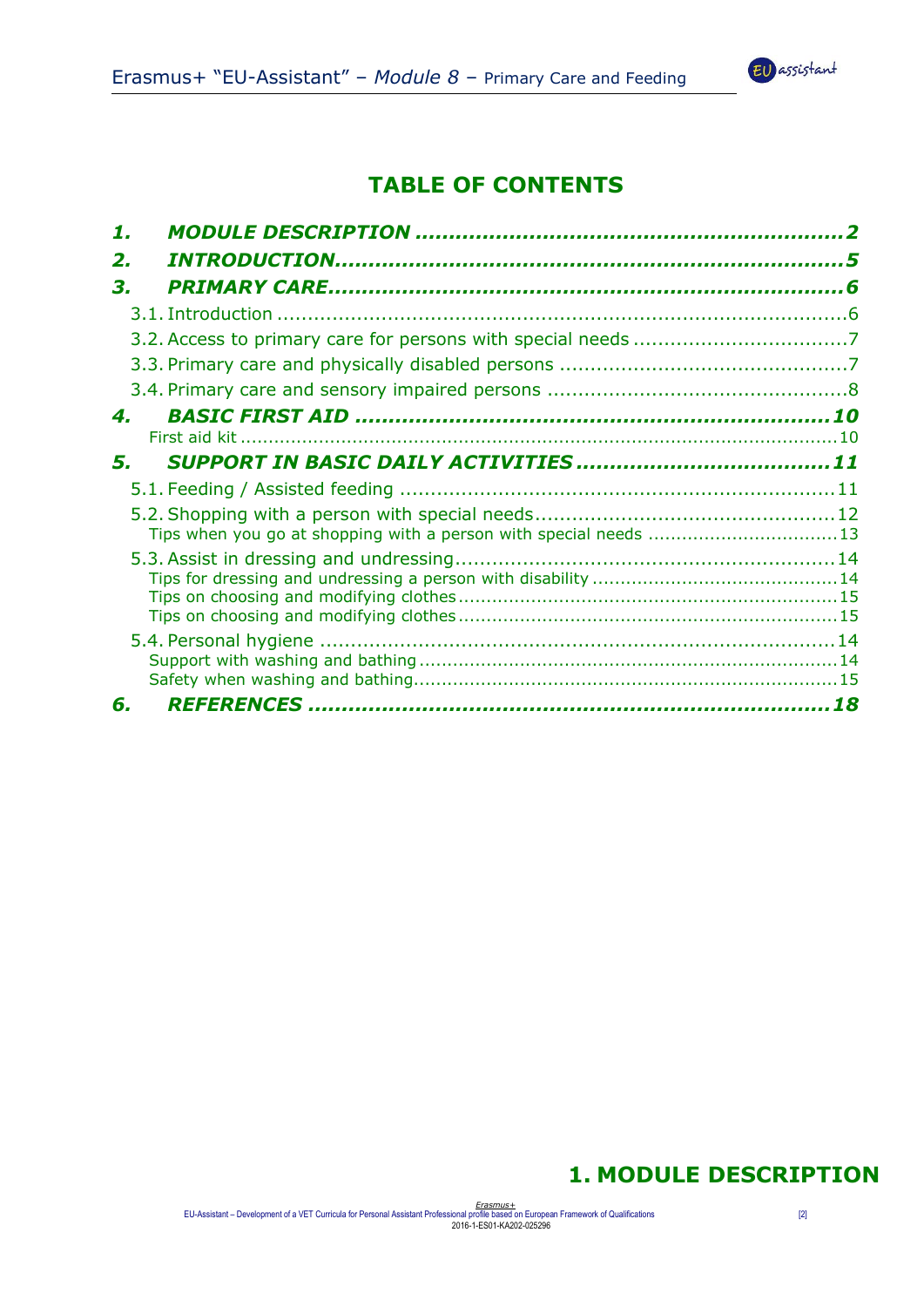# TABLE OF CONTENTS

1. MODULE DESCRIPTION .....................................................................2
2. INTRODUCTION.................................................................................5
3. PRIMARY CARE.................................................................................6
   - 3.1. Introduction .............................................................................................6
   - 3.2. Access to primary care for persons with special needs ..................................7
   - 3.3. Primary care and physically disabled persons ...............................................7
   - 3.4. Primary care and sensory impaired persons .................................................8
4. BASIC FIRST AID ...........................................................................10
   - First aid kit ............................................................................................10
5. SUPPORT IN BASIC DAILY ACTIVITIES ..........................................11
   - 5.1. Feeding / Assisted feeding .......................................................................11
   - 5.2. Shopping with a person with special needs.................................................12
     - Tips when you go at shopping with a person with special needs .................................13
   - 5.3. Assist in dressing and undressing..............................................................14
     - Tips for dressing and undressing a person with disability ...........................................14
     - Tips on choosing and modifying clothes...................................................................15
     - Tips on choosing and modifying clothes...................................................................15
   - 5.4. Personal hygiene ....................................................................................14
     - Support with washing and bathing..........................................................................14
     - Safety when washing and bathing...........................................................................15
6. REFERENCES ................................................................................18

# 1. MODULE DESCRIPTION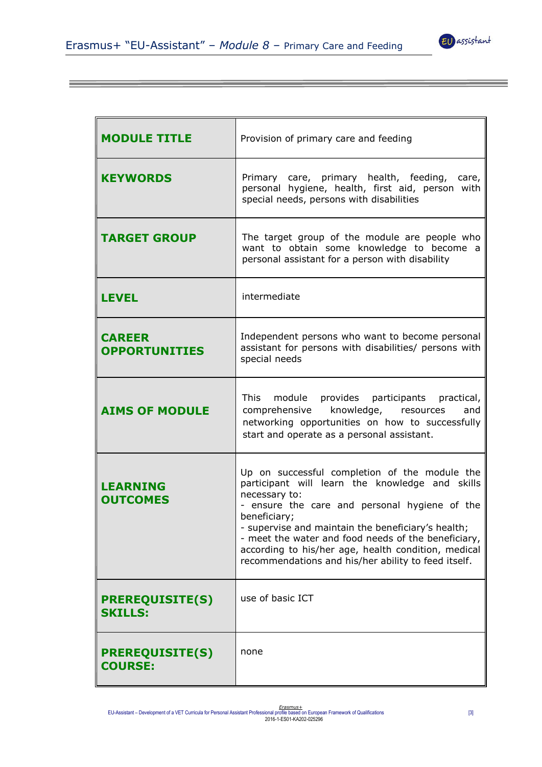| | |
|---|---|
| **MODULE TITLE** | Provision of primary care and feeding |
| **KEYWORDS** | Primary care, primary health, feeding, care, personal hygiene, health, first aid, person with special needs, persons with disabilities |
| **TARGET GROUP** | The target group of the module are people who want to obtain some knowledge to become a personal assistant for a person with disability |
| **LEVEL** | intermediate |
| **CAREER OPPORTUNITIES** | Independent persons who want to become personal assistant for persons with disabilities/ persons with special needs |
| **AIMS OF MODULE** | This module provides participants practical, comprehensive knowledge, resources and networking opportunities on how to successfully start and operate as a personal assistant. |
| **LEARNING OUTCOMES** | Up on successful completion of the module the participant will learn the knowledge and skills necessary to:<br>- ensure the care and personal hygiene of the beneficiary;<br>- supervise and maintain the beneficiary's health;<br>- meet the water and food needs of the beneficiary, according to his/her age, health condition, medical recommendations and his/her ability to feed itself. |
| **PREREQUISITE(S) SKILLS:** | use of basic ICT |
| **PREREQUISITE(S) COURSE:** | none |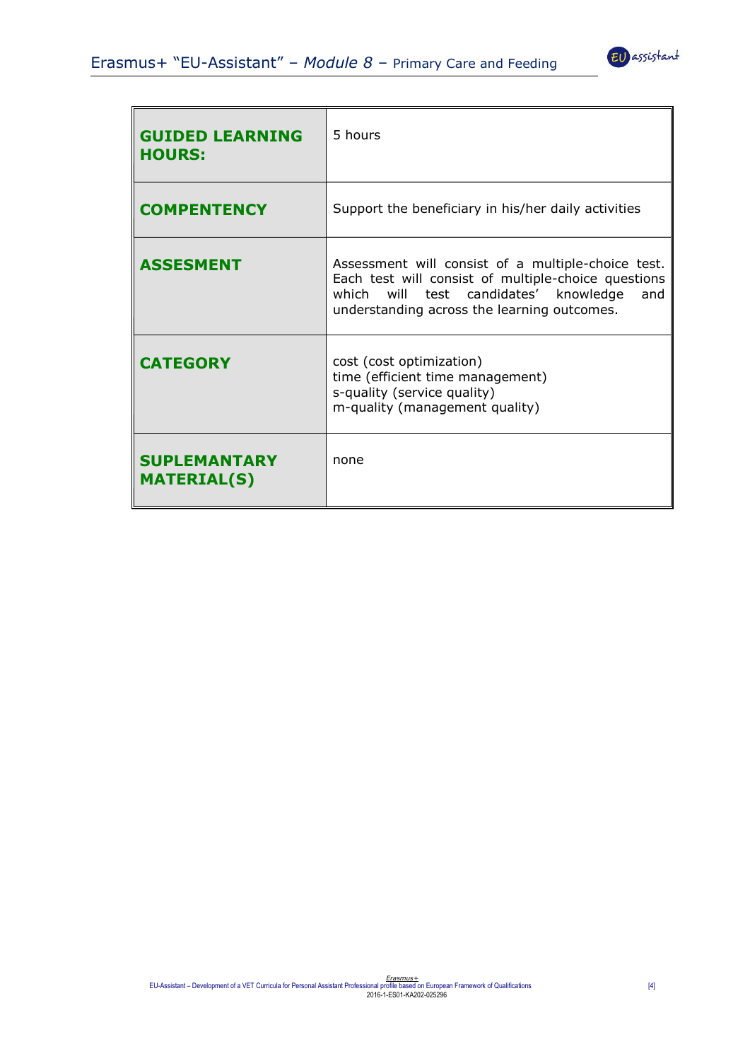| **GUIDED LEARNING HOURS:** | 5 hours |
|---|---|
| **COMPENTENCY** | Support the beneficiary in his/her daily activities |
| **ASSESMENT** | Assessment will consist of a multiple-choice test. Each test will consist of multiple-choice questions which will test candidates' knowledge and understanding across the learning outcomes. |
| **CATEGORY** | cost (cost optimization)<br>time (efficient time management)<br>s-quality (service quality)<br>m-quality (management quality) |
| **SUPLEMANTARY MATERIAL(S)** | none |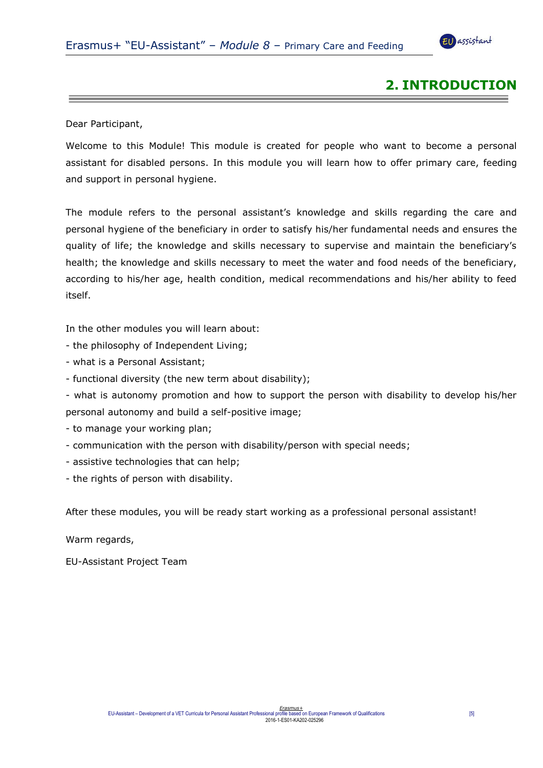# 2. INTRODUCTION

Dear Participant,

Welcome to this Module! This module is created for people who want to become a personal assistant for disabled persons. In this module you will learn how to offer primary care, feeding and support in personal hygiene.

The module refers to the personal assistant's knowledge and skills regarding the care and personal hygiene of the beneficiary in order to satisfy his/her fundamental needs and ensures the quality of life; the knowledge and skills necessary to supervise and maintain the beneficiary's health; the knowledge and skills necessary to meet the water and food needs of the beneficiary, according to his/her age, health condition, medical recommendations and his/her ability to feed itself.

In the other modules you will learn about:

- the philosophy of Independent Living;
- what is a Personal Assistant;
- functional diversity (the new term about disability);
- what is autonomy promotion and how to support the person with disability to develop his/her personal autonomy and build a self-positive image;
- to manage your working plan;
- communication with the person with disability/person with special needs;
- assistive technologies that can help;
- the rights of person with disability.

After these modules, you will be ready start working as a professional personal assistant!

Warm regards,

EU-Assistant Project Team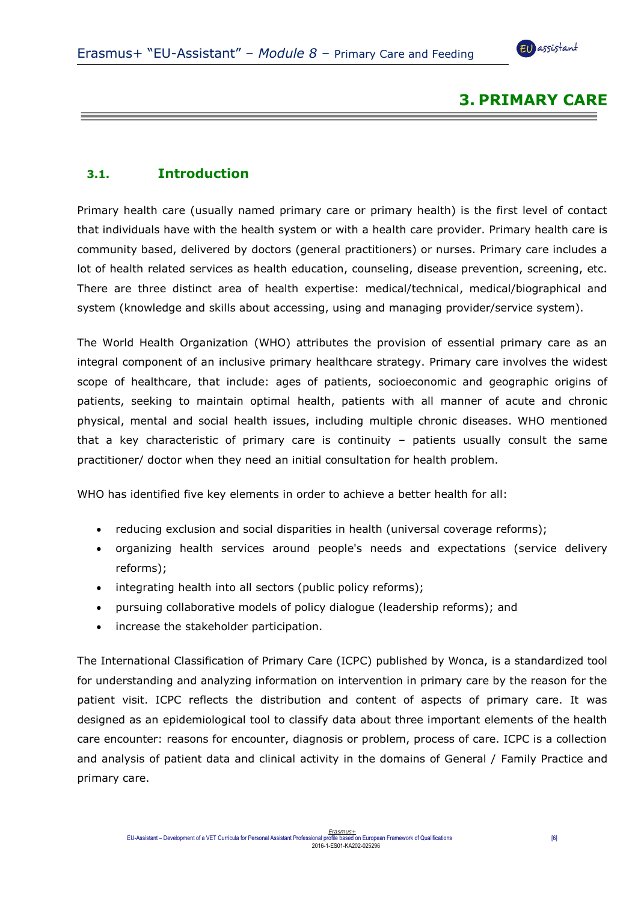# 3. PRIMARY CARE

## 3.1. Introduction

Primary health care (usually named primary care or primary health) is the first level of contact that individuals have with the health system or with a health care provider. Primary health care is community based, delivered by doctors (general practitioners) or nurses. Primary care includes a lot of health related services as health education, counseling, disease prevention, screening, etc. There are three distinct area of health expertise: medical/technical, medical/biographical and system (knowledge and skills about accessing, using and managing provider/service system).

The World Health Organization (WHO) attributes the provision of essential primary care as an integral component of an inclusive primary healthcare strategy. Primary care involves the widest scope of healthcare, that include: ages of patients, socioeconomic and geographic origins of patients, seeking to maintain optimal health, patients with all manner of acute and chronic physical, mental and social health issues, including multiple chronic diseases. WHO mentioned that a key characteristic of primary care is continuity – patients usually consult the same practitioner/ doctor when they need an initial consultation for health problem.

WHO has identified five key elements in order to achieve a better health for all:

- reducing exclusion and social disparities in health (universal coverage reforms);
- organizing health services around people's needs and expectations (service delivery reforms);
- integrating health into all sectors (public policy reforms);
- pursuing collaborative models of policy dialogue (leadership reforms); and
- increase the stakeholder participation.

The International Classification of Primary Care (ICPC) published by Wonca, is a standardized tool for understanding and analyzing information on intervention in primary care by the reason for the patient visit. ICPC reflects the distribution and content of aspects of primary care. It was designed as an epidemiological tool to classify data about three important elements of the health care encounter: reasons for encounter, diagnosis or problem, process of care. ICPC is a collection and analysis of patient data and clinical activity in the domains of General / Family Practice and primary care.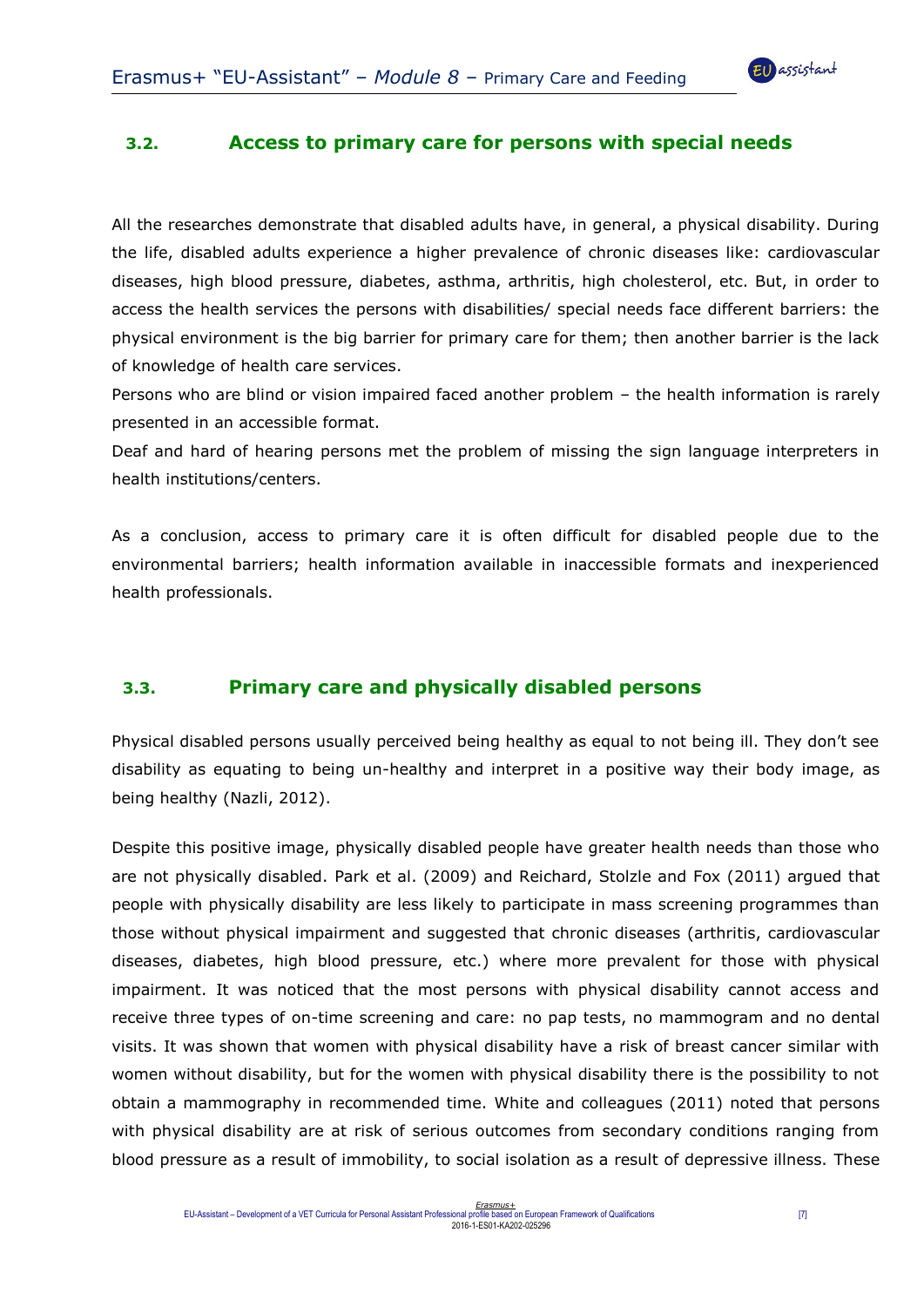## 3.2. Access to primary care for persons with special needs

All the researches demonstrate that disabled adults have, in general, a physical disability. During the life, disabled adults experience a higher prevalence of chronic diseases like: cardiovascular diseases, high blood pressure, diabetes, asthma, arthritis, high cholesterol, etc. But, in order to access the health services the persons with disabilities/ special needs face different barriers: the physical environment is the big barrier for primary care for them; then another barrier is the lack of knowledge of health care services.

Persons who are blind or vision impaired faced another problem – the health information is rarely presented in an accessible format.

Deaf and hard of hearing persons met the problem of missing the sign language interpreters in health institutions/centers.

As a conclusion, access to primary care it is often difficult for disabled people due to the environmental barriers; health information available in inaccessible formats and inexperienced health professionals.

## 3.3. Primary care and physically disabled persons

Physical disabled persons usually perceived being healthy as equal to not being ill. They don't see disability as equating to being un-healthy and interpret in a positive way their body image, as being healthy (Nazli, 2012).

Despite this positive image, physically disabled people have greater health needs than those who are not physically disabled. Park et al. (2009) and Reichard, Stolzle and Fox (2011) argued that people with physically disability are less likely to participate in mass screening programmes than those without physical impairment and suggested that chronic diseases (arthritis, cardiovascular diseases, diabetes, high blood pressure, etc.) where more prevalent for those with physical impairment. It was noticed that the most persons with physical disability cannot access and receive three types of on-time screening and care: no pap tests, no mammogram and no dental visits. It was shown that women with physical disability have a risk of breast cancer similar with women without disability, but for the women with physical disability there is the possibility to not obtain a mammography in recommended time. White and colleagues (2011) noted that persons with physical disability are at risk of serious outcomes from secondary conditions ranging from blood pressure as a result of immobility, to social isolation as a result of depressive illness. These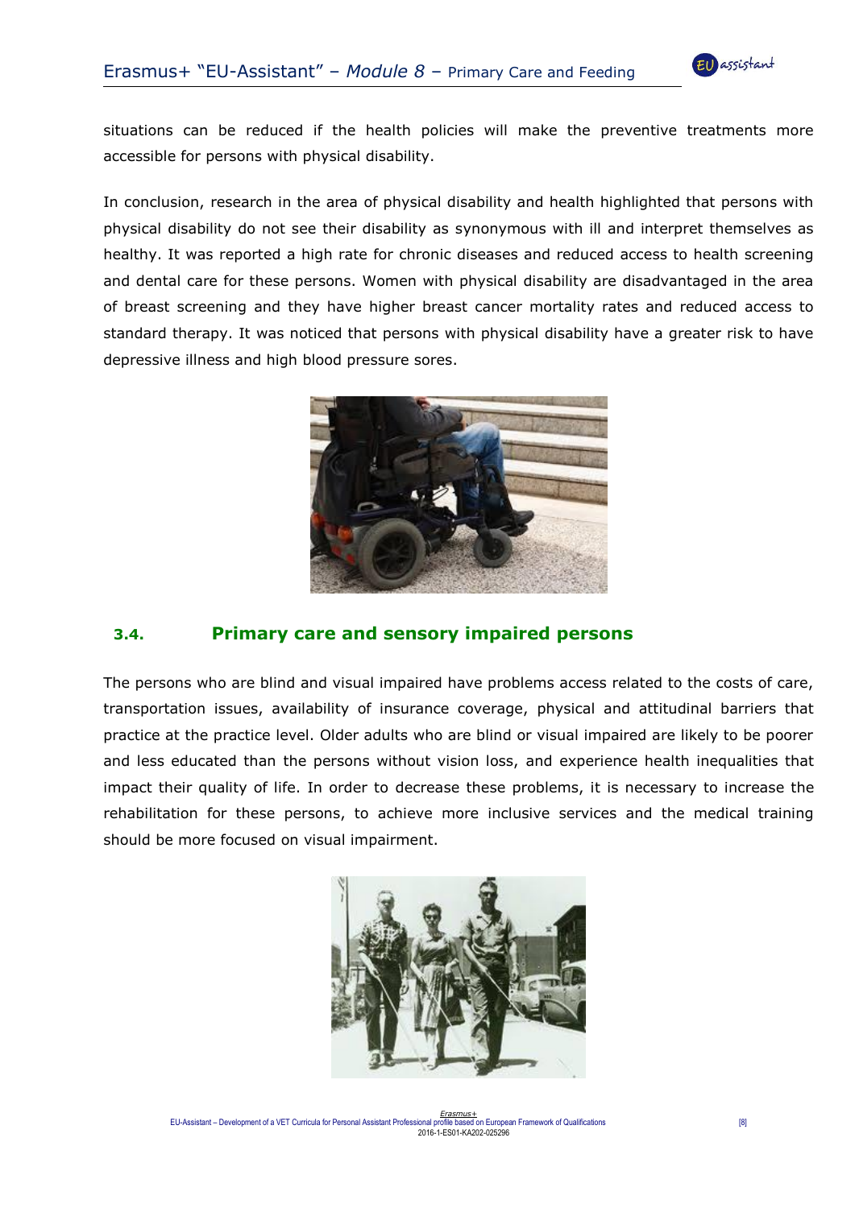situations can be reduced if the health policies will make the preventive treatments more accessible for persons with physical disability.

In conclusion, research in the area of physical disability and health highlighted that persons with physical disability do not see their disability as synonymous with ill and interpret themselves as healthy. It was reported a high rate for chronic diseases and reduced access to health screening and dental care for these persons. Women with physical disability are disadvantaged in the area of breast screening and they have higher breast cancer mortality rates and reduced access to standard therapy. It was noticed that persons with physical disability have a greater risk to have depressive illness and high blood pressure sores.

## 3.4. Primary care and sensory impaired persons

The persons who are blind and visual impaired have problems access related to the costs of care, transportation issues, availability of insurance coverage, physical and attitudinal barriers that practice at the practice level. Older adults who are blind or visual impaired are likely to be poorer and less educated than the persons without vision loss, and experience health inequalities that impact their quality of life. In order to decrease these problems, it is necessary to increase the rehabilitation for these persons, to achieve more inclusive services and the medical training should be more focused on visual impairment.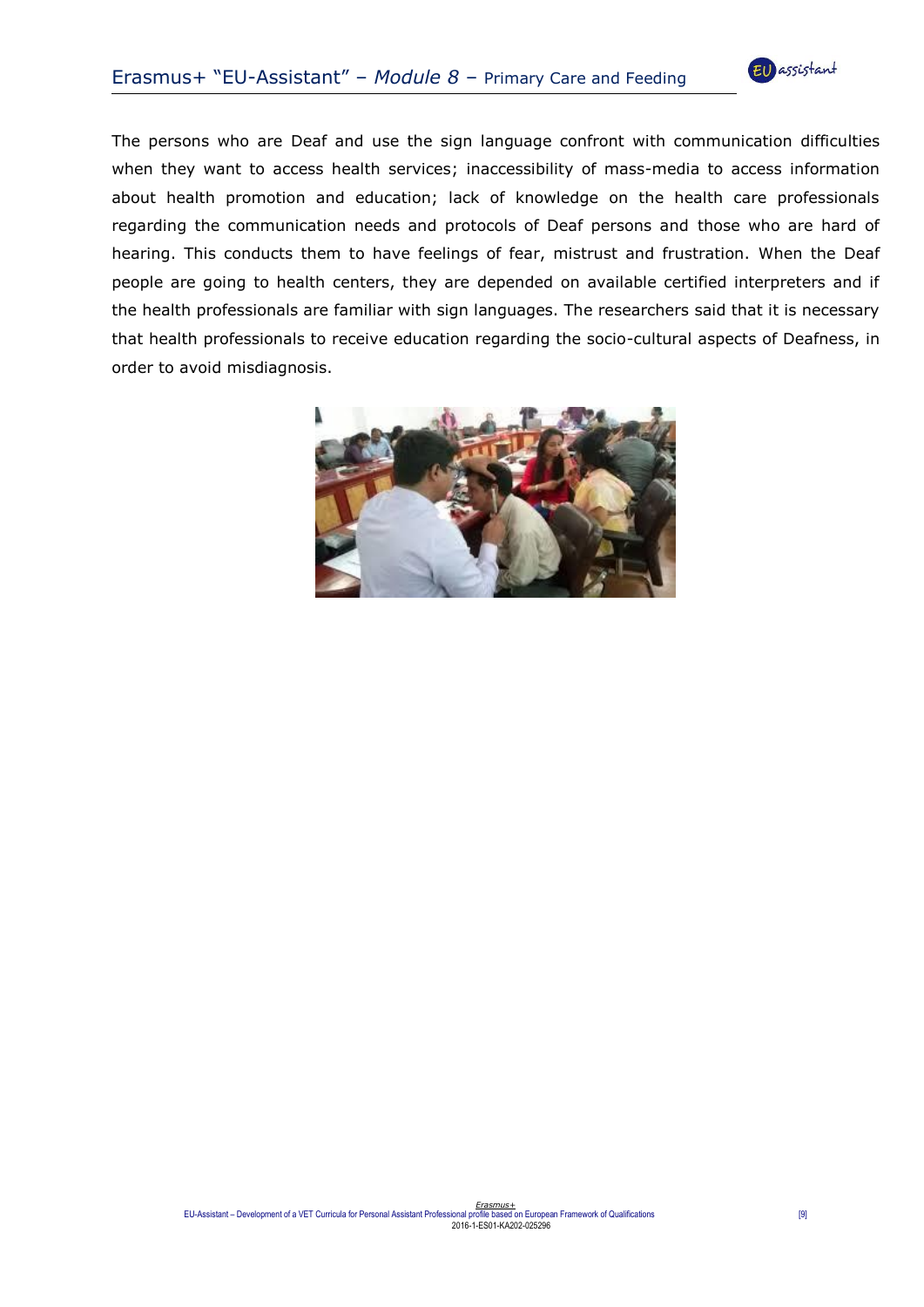The persons who are Deaf and use the sign language confront with communication difficulties when they want to access health services; inaccessibility of mass-media to access information about health promotion and education; lack of knowledge on the health care professionals regarding the communication needs and protocols of Deaf persons and those who are hard of hearing. This conducts them to have feelings of fear, mistrust and frustration. When the Deaf people are going to health centers, they are depended on available certified interpreters and if the health professionals are familiar with sign languages. The researchers said that it is necessary that health professionals to receive education regarding the socio-cultural aspects of Deafness, in order to avoid misdiagnosis.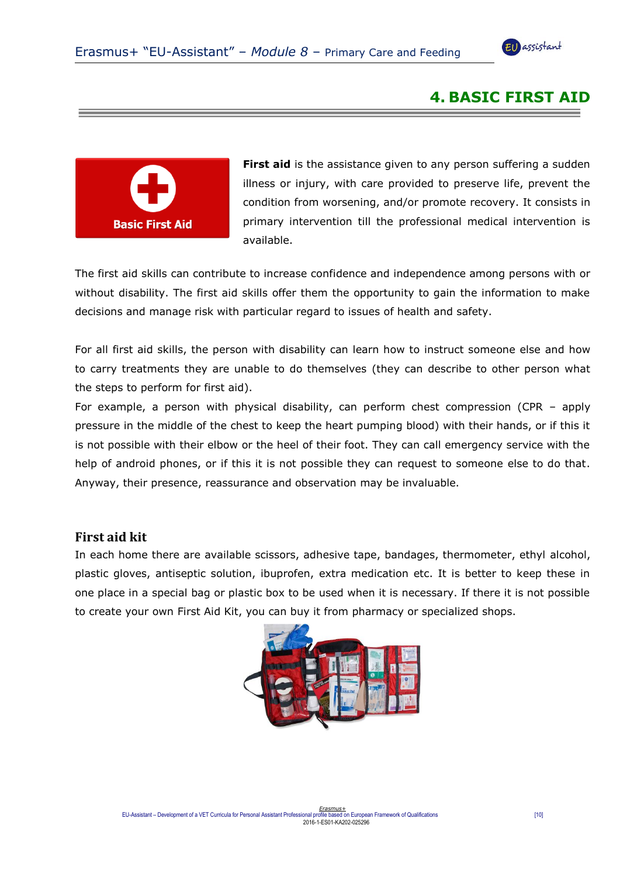# 4. BASIC FIRST AID

**First aid** is the assistance given to any person suffering a sudden illness or injury, with care provided to preserve life, prevent the condition from worsening, and/or promote recovery. It consists in primary intervention till the professional medical intervention is available.

The first aid skills can contribute to increase confidence and independence among persons with or without disability. The first aid skills offer them the opportunity to gain the information to make decisions and manage risk with particular regard to issues of health and safety.

For all first aid skills, the person with disability can learn how to instruct someone else and how to carry treatments they are unable to do themselves (they can describe to other person what the steps to perform for first aid).

For example, a person with physical disability, can perform chest compression (CPR – apply pressure in the middle of the chest to keep the heart pumping blood) with their hands, or if this it is not possible with their elbow or the heel of their foot. They can call emergency service with the help of android phones, or if this it is not possible they can request to someone else to do that. Anyway, their presence, reassurance and observation may be invaluable.

## First aid kit

In each home there are available scissors, adhesive tape, bandages, thermometer, ethyl alcohol, plastic gloves, antiseptic solution, ibuprofen, extra medication etc. It is better to keep these in one place in a special bag or plastic box to be used when it is necessary. If there it is not possible to create your own First Aid Kit, you can buy it from pharmacy or specialized shops.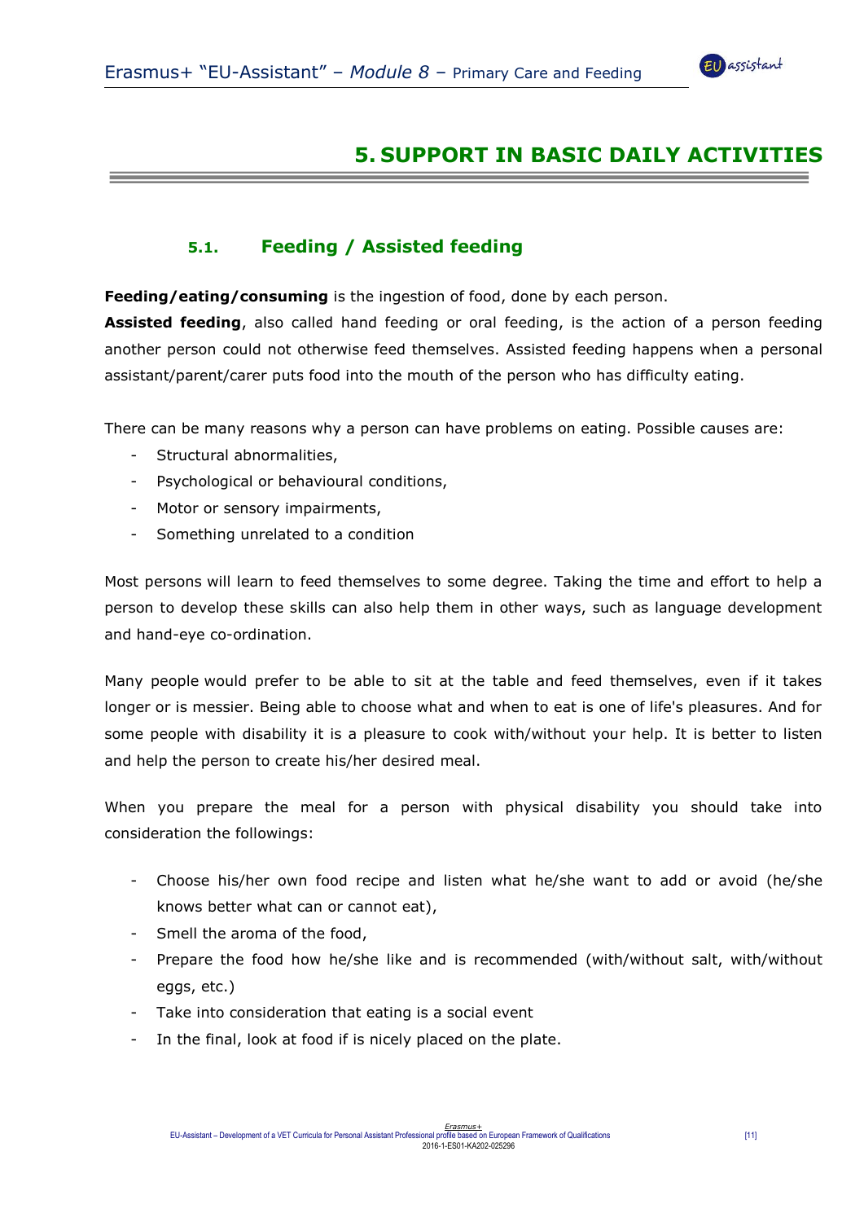# 5. SUPPORT IN BASIC DAILY ACTIVITIES

## 5.1. Feeding / Assisted feeding

**Feeding/eating/consuming** is the ingestion of food, done by each person.

**Assisted feeding**, also called hand feeding or oral feeding, is the action of a person feeding another person could not otherwise feed themselves. Assisted feeding happens when a personal assistant/parent/carer puts food into the mouth of the person who has difficulty eating.

There can be many reasons why a person can have problems on eating. Possible causes are:

- Structural abnormalities,
- Psychological or behavioural conditions,
- Motor or sensory impairments,
- Something unrelated to a condition

Most persons will learn to feed themselves to some degree. Taking the time and effort to help a person to develop these skills can also help them in other ways, such as language development and hand-eye co-ordination.

Many people would prefer to be able to sit at the table and feed themselves, even if it takes longer or is messier. Being able to choose what and when to eat is one of life's pleasures. And for some people with disability it is a pleasure to cook with/without your help. It is better to listen and help the person to create his/her desired meal.

When you prepare the meal for a person with physical disability you should take into consideration the followings:

- Choose his/her own food recipe and listen what he/she want to add or avoid (he/she knows better what can or cannot eat),
- Smell the aroma of the food,
- Prepare the food how he/she like and is recommended (with/without salt, with/without eggs, etc.)
- Take into consideration that eating is a social event
- In the final, look at food if is nicely placed on the plate.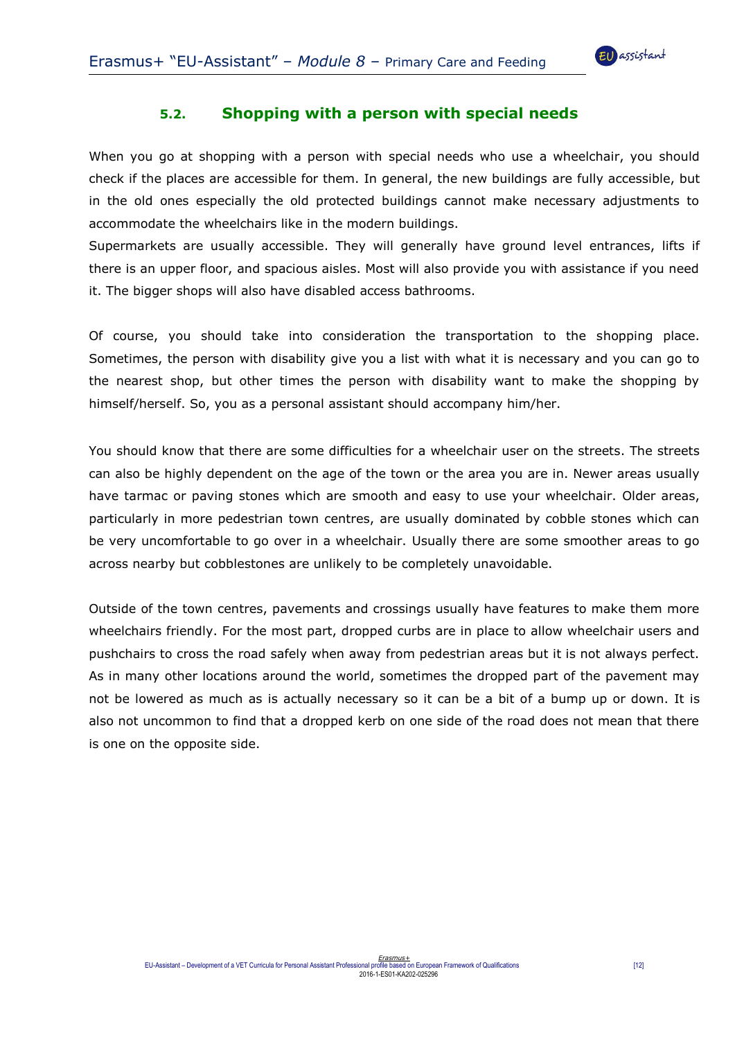### 5.2. Shopping with a person with special needs

When you go at shopping with a person with special needs who use a wheelchair, you should check if the places are accessible for them. In general, the new buildings are fully accessible, but in the old ones especially the old protected buildings cannot make necessary adjustments to accommodate the wheelchairs like in the modern buildings.

Supermarkets are usually accessible. They will generally have ground level entrances, lifts if there is an upper floor, and spacious aisles. Most will also provide you with assistance if you need it. The bigger shops will also have disabled access bathrooms.

Of course, you should take into consideration the transportation to the shopping place. Sometimes, the person with disability give you a list with what it is necessary and you can go to the nearest shop, but other times the person with disability want to make the shopping by himself/herself. So, you as a personal assistant should accompany him/her.

You should know that there are some difficulties for a wheelchair user on the streets. The streets can also be highly dependent on the age of the town or the area you are in. Newer areas usually have tarmac or paving stones which are smooth and easy to use your wheelchair. Older areas, particularly in more pedestrian town centres, are usually dominated by cobble stones which can be very uncomfortable to go over in a wheelchair. Usually there are some smoother areas to go across nearby but cobblestones are unlikely to be completely unavoidable.

Outside of the town centres, pavements and crossings usually have features to make them more wheelchairs friendly. For the most part, dropped curbs are in place to allow wheelchair users and pushchairs to cross the road safely when away from pedestrian areas but it is not always perfect. As in many other locations around the world, sometimes the dropped part of the pavement may not be lowered as much as is actually necessary so it can be a bit of a bump up or down. It is also not uncommon to find that a dropped kerb on one side of the road does not mean that there is one on the opposite side.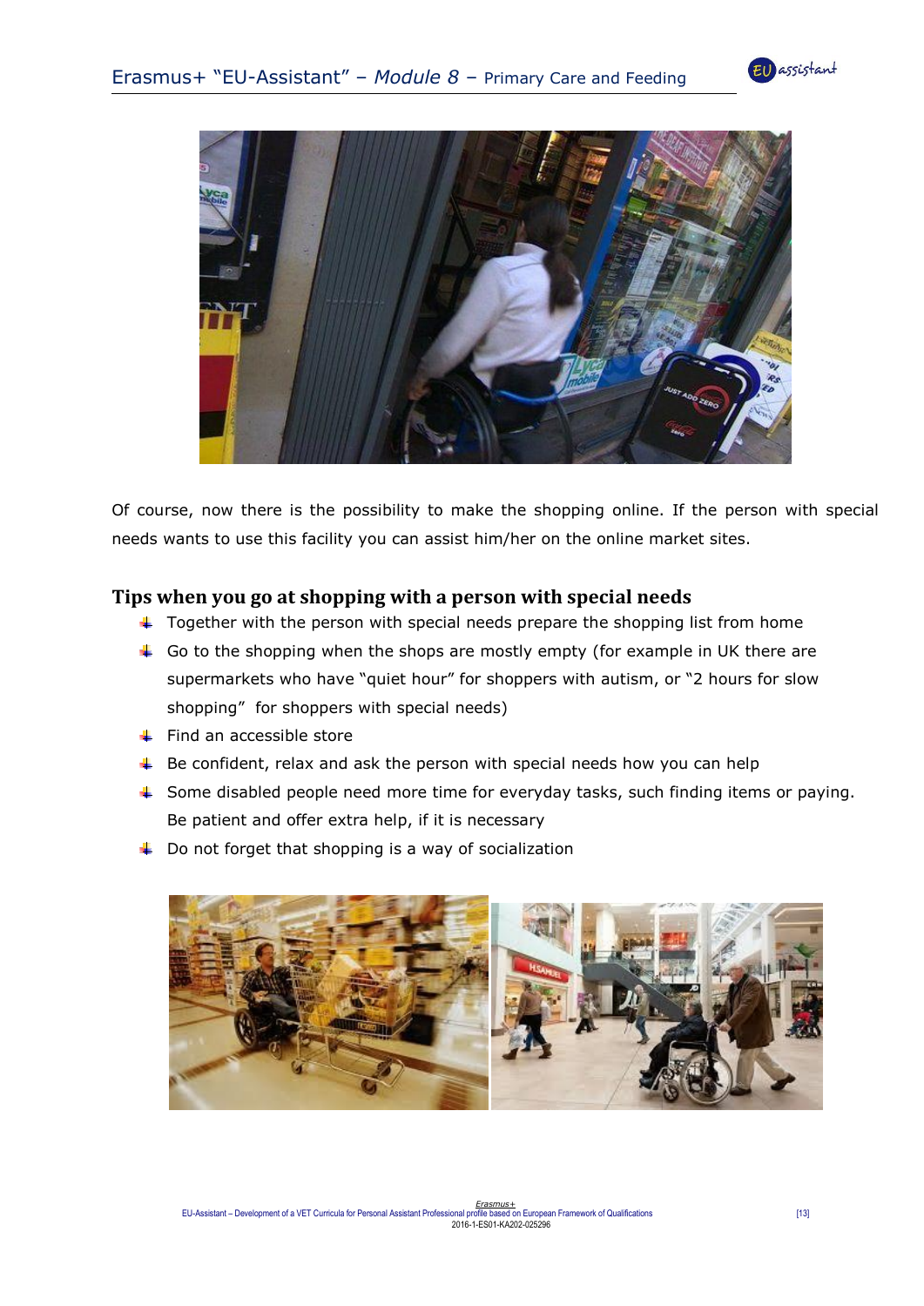Of course, now there is the possibility to make the shopping online. If the person with special needs wants to use this facility you can assist him/her on the online market sites.

## Tips when you go at shopping with a person with special needs

- Together with the person with special needs prepare the shopping list from home
- Go to the shopping when the shops are mostly empty (for example in UK there are supermarkets who have "quiet hour" for shoppers with autism, or "2 hours for slow shopping" for shoppers with special needs)
- Find an accessible store
- Be confident, relax and ask the person with special needs how you can help
- Some disabled people need more time for everyday tasks, such finding items or paying. Be patient and offer extra help, if it is necessary
- Do not forget that shopping is a way of socialization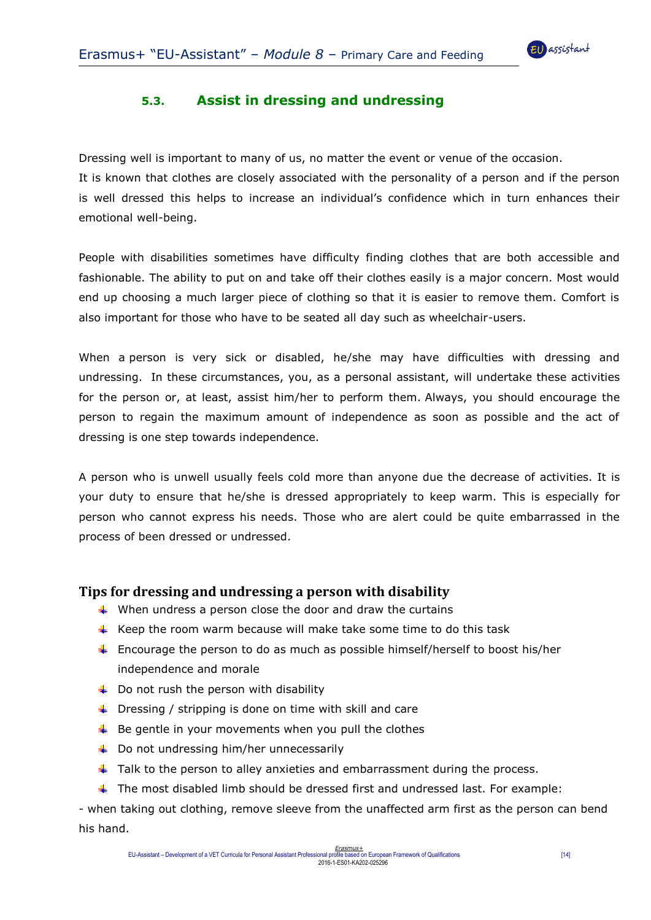### 5.3. Assist in dressing and undressing

Dressing well is important to many of us, no matter the event or venue of the occasion.
It is known that clothes are closely associated with the personality of a person and if the person is well dressed this helps to increase an individual's confidence which in turn enhances their emotional well-being.

People with disabilities sometimes have difficulty finding clothes that are both accessible and fashionable. The ability to put on and take off their clothes easily is a major concern. Most would end up choosing a much larger piece of clothing so that it is easier to remove them. Comfort is also important for those who have to be seated all day such as wheelchair-users.

When a person is very sick or disabled, he/she may have difficulties with dressing and undressing. In these circumstances, you, as a personal assistant, will undertake these activities for the person or, at least, assist him/her to perform them. Always, you should encourage the person to regain the maximum amount of independence as soon as possible and the act of dressing is one step towards independence.

A person who is unwell usually feels cold more than anyone due the decrease of activities. It is your duty to ensure that he/she is dressed appropriately to keep warm. This is especially for person who cannot express his needs. Those who are alert could be quite embarrassed in the process of been dressed or undressed.

## Tips for dressing and undressing a person with disability

- When undress a person close the door and draw the curtains
- Keep the room warm because will make take some time to do this task
- Encourage the person to do as much as possible himself/herself to boost his/her independence and morale
- Do not rush the person with disability
- Dressing / stripping is done on time with skill and care
- Be gentle in your movements when you pull the clothes
- Do not undressing him/her unnecessarily
- Talk to the person to alley anxieties and embarrassment during the process.
- The most disabled limb should be dressed first and undressed last. For example:

- when taking out clothing, remove sleeve from the unaffected arm first as the person can bend his hand.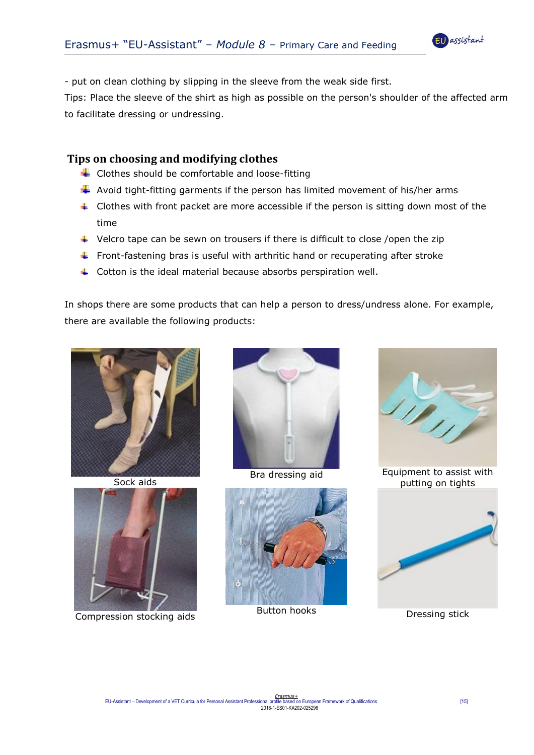- put on clean clothing by slipping in the sleeve from the weak side first.

Tips: Place the sleeve of the shirt as high as possible on the person's shoulder of the affected arm to facilitate dressing or undressing.

## Tips on choosing and modifying clothes

- Clothes should be comfortable and loose-fitting
- Avoid tight-fitting garments if the person has limited movement of his/her arms
- Clothes with front packet are more accessible if the person is sitting down most of the time
- Velcro tape can be sewn on trousers if there is difficult to close /open the zip
- Front-fastening bras is useful with arthritic hand or recuperating after stroke
- Cotton is the ideal material because absorbs perspiration well.

In shops there are some products that can help a person to dress/undress alone. For example, there are available the following products:

Sock aids

Bra dressing aid

Equipment to assist with putting on tights

Compression stocking aids

Button hooks

Dressing stick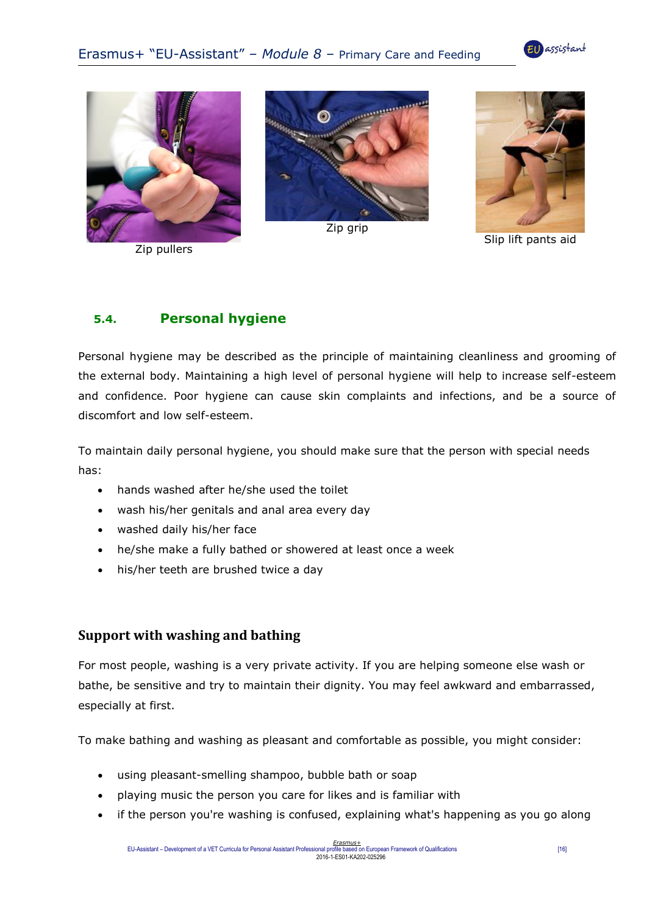Zip pullers

Zip grip

Slip lift pants aid

### 5.4. Personal hygiene

Personal hygiene may be described as the principle of maintaining cleanliness and grooming of the external body. Maintaining a high level of personal hygiene will help to increase self-esteem and confidence. Poor hygiene can cause skin complaints and infections, and be a source of discomfort and low self-esteem.

To maintain daily personal hygiene, you should make sure that the person with special needs has:

- hands washed after he/she used the toilet
- wash his/her genitals and anal area every day
- washed daily his/her face
- he/she make a fully bathed or showered at least once a week
- his/her teeth are brushed twice a day

#### Support with washing and bathing

For most people, washing is a very private activity. If you are helping someone else wash or bathe, be sensitive and try to maintain their dignity. You may feel awkward and embarrassed, especially at first.

To make bathing and washing as pleasant and comfortable as possible, you might consider:

- using pleasant-smelling shampoo, bubble bath or soap
- playing music the person you care for likes and is familiar with
- if the person you're washing is confused, explaining what's happening as you go along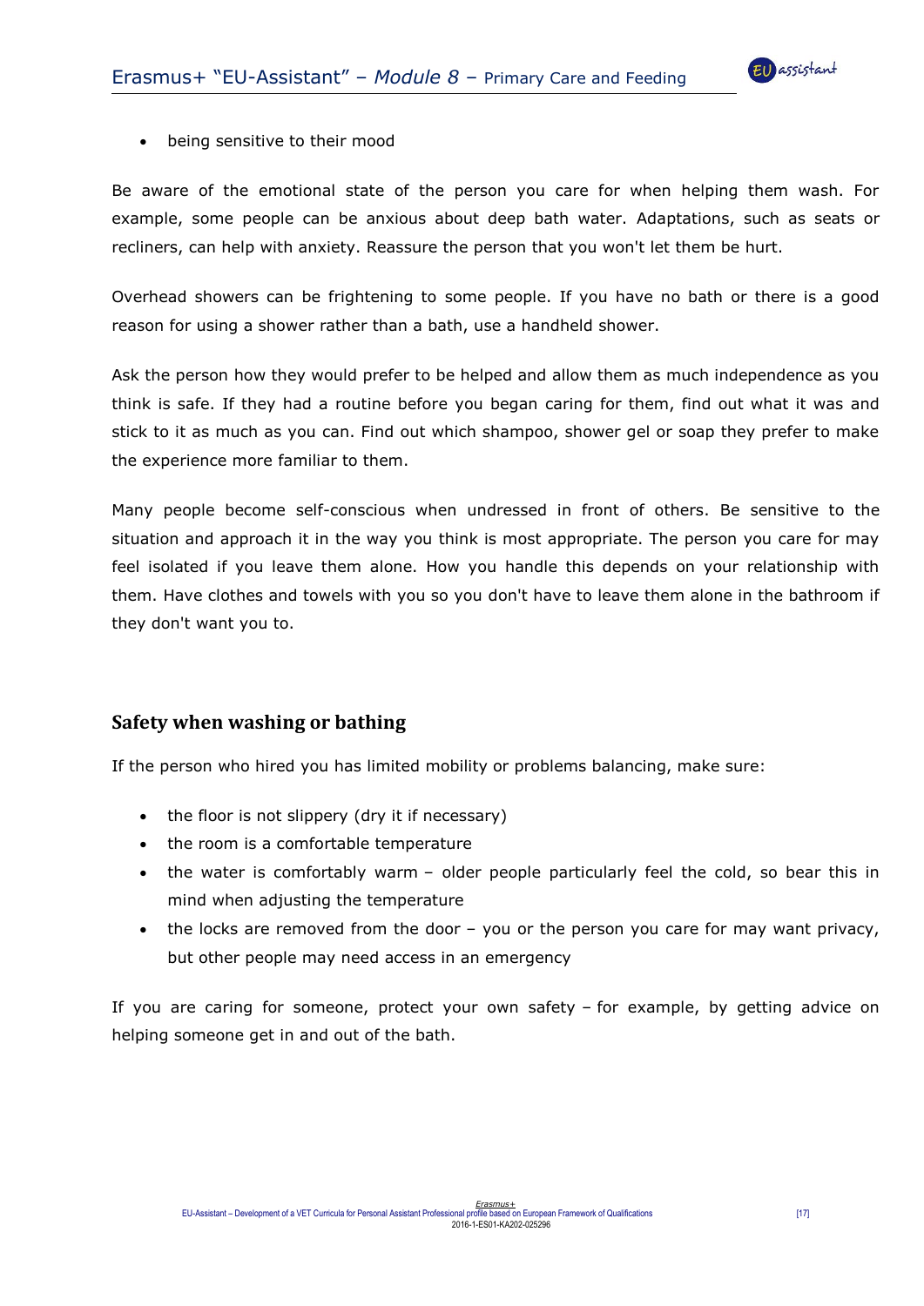- being sensitive to their mood

Be aware of the emotional state of the person you care for when helping them wash. For example, some people can be anxious about deep bath water. Adaptations, such as seats or recliners, can help with anxiety. Reassure the person that you won't let them be hurt.

Overhead showers can be frightening to some people. If you have no bath or there is a good reason for using a shower rather than a bath, use a handheld shower.

Ask the person how they would prefer to be helped and allow them as much independence as you think is safe. If they had a routine before you began caring for them, find out what it was and stick to it as much as you can. Find out which shampoo, shower gel or soap they prefer to make the experience more familiar to them.

Many people become self-conscious when undressed in front of others. Be sensitive to the situation and approach it in the way you think is most appropriate. The person you care for may feel isolated if you leave them alone. How you handle this depends on your relationship with them. Have clothes and towels with you so you don't have to leave them alone in the bathroom if they don't want you to.

## Safety when washing or bathing

If the person who hired you has limited mobility or problems balancing, make sure:

- the floor is not slippery (dry it if necessary)
- the room is a comfortable temperature
- the water is comfortably warm – older people particularly feel the cold, so bear this in mind when adjusting the temperature
- the locks are removed from the door – you or the person you care for may want privacy, but other people may need access in an emergency

If you are caring for someone, protect your own safety – for example, by getting advice on helping someone get in and out of the bath.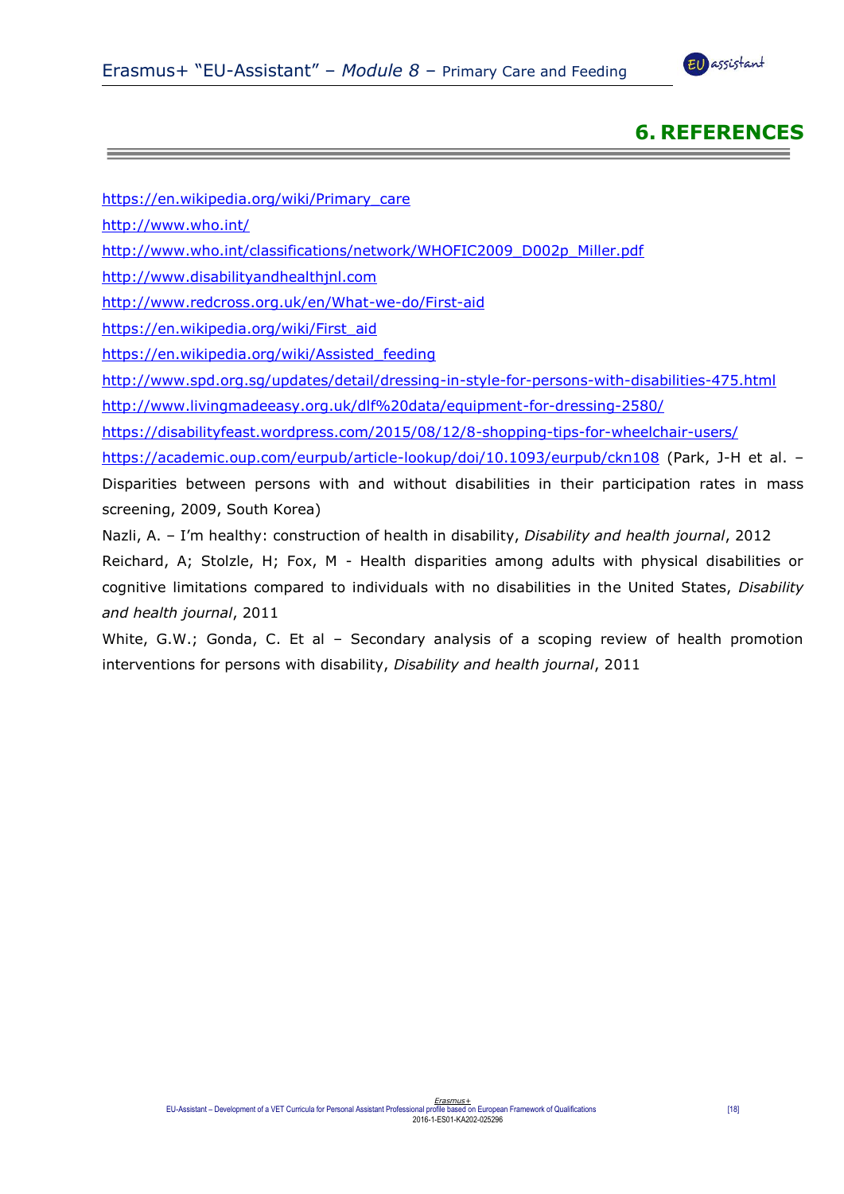# 6. REFERENCES

https://en.wikipedia.org/wiki/Primary_care

http://www.who.int/

http://www.who.int/classifications/network/WHOFIC2009_D002p_Miller.pdf

http://www.disabilityandhealthjnl.com

http://www.redcross.org.uk/en/What-we-do/First-aid

https://en.wikipedia.org/wiki/First_aid

https://en.wikipedia.org/wiki/Assisted_feeding

http://www.spd.org.sg/updates/detail/dressing-in-style-for-persons-with-disabilities-475.html

http://www.livingmadeeasy.org.uk/dlf%20data/equipment-for-dressing-2580/

https://disabilityfeast.wordpress.com/2015/08/12/8-shopping-tips-for-wheelchair-users/

https://academic.oup.com/eurpub/article-lookup/doi/10.1093/eurpub/ckn108 (Park, J-H et al. – Disparities between persons with and without disabilities in their participation rates in mass screening, 2009, South Korea)

Nazli, A. – I'm healthy: construction of health in disability, *Disability and health journal*, 2012

Reichard, A; Stolzle, H; Fox, M - Health disparities among adults with physical disabilities or cognitive limitations compared to individuals with no disabilities in the United States, *Disability and health journal*, 2011

White, G.W.; Gonda, C. Et al – Secondary analysis of a scoping review of health promotion interventions for persons with disability, *Disability and health journal*, 2011